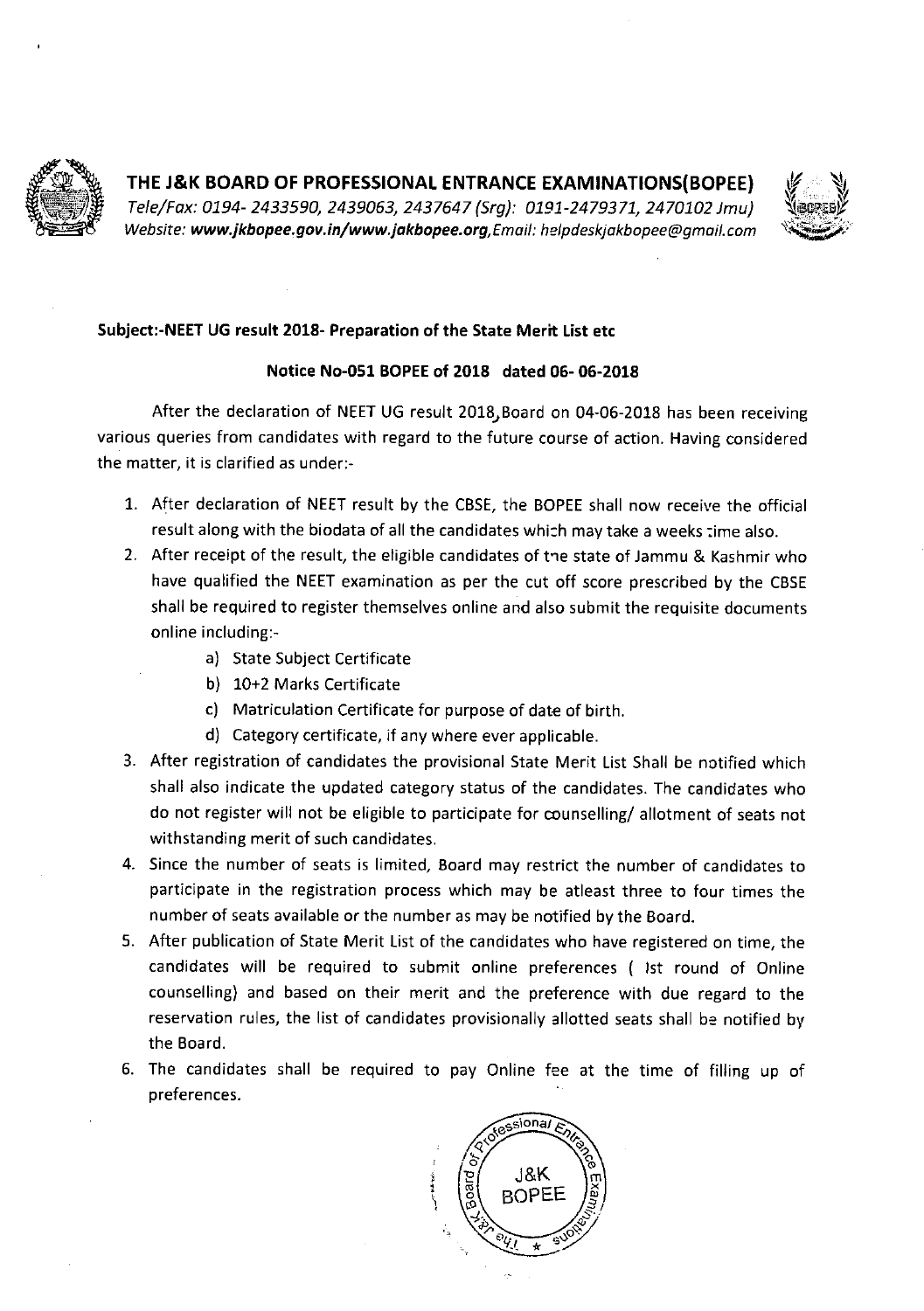# THE J&K BOARD OF PROFESSIONAL ENTRANCE EXAMINATIONS(BOPEE)

*Tele/Fax: 0194- 2433590, 2439063, 2437647 (Srg): 0191-2479371, 2470102 Jmu)*
*Website: **www.jkbopee.gov.in/www.jakbopee.org**, Email: helpdeskjakbopee@gmail.com*

**Subject:-NEET UG result 2018- Preparation of the State Merit List etc**

**Notice No-051 BOPEE of 2018 dated 06- 06-2018**

After the declaration of NEET UG result 2018, Board on 04-06-2018 has been receiving various queries from candidates with regard to the future course of action. Having considered the matter, it is clarified as under:-

1. After declaration of NEET result by the CBSE, the BOPEE shall now receive the official result along with the biodata of all the candidates which may take a weeks time also.
2. After receipt of the result, the eligible candidates of the state of Jammu & Kashmir who have qualified the NEET examination as per the cut off score prescribed by the CBSE shall be required to register themselves online and also submit the requisite documents online including:-
   a) State Subject Certificate
   b) 10+2 Marks Certificate
   c) Matriculation Certificate for purpose of date of birth.
   d) Category certificate, if any where ever applicable.
3. After registration of candidates the provisional State Merit List Shall be notified which shall also indicate the updated category status of the candidates. The candidates who do not register will not be eligible to participate for counselling/ allotment of seats not withstanding merit of such candidates.
4. Since the number of seats is limited, Board may restrict the number of candidates to participate in the registration process which may be atleast three to four times the number of seats available or the number as may be notified by the Board.
5. After publication of State Merit List of the candidates who have registered on time, the candidates will be required to submit online preferences ( Ist round of Online counselling) and based on their merit and the preference with due regard to the reservation rules, the list of candidates provisionally allotted seats shall be notified by the Board.
6. The candidates shall be required to pay Online fee at the time of filling up of preferences.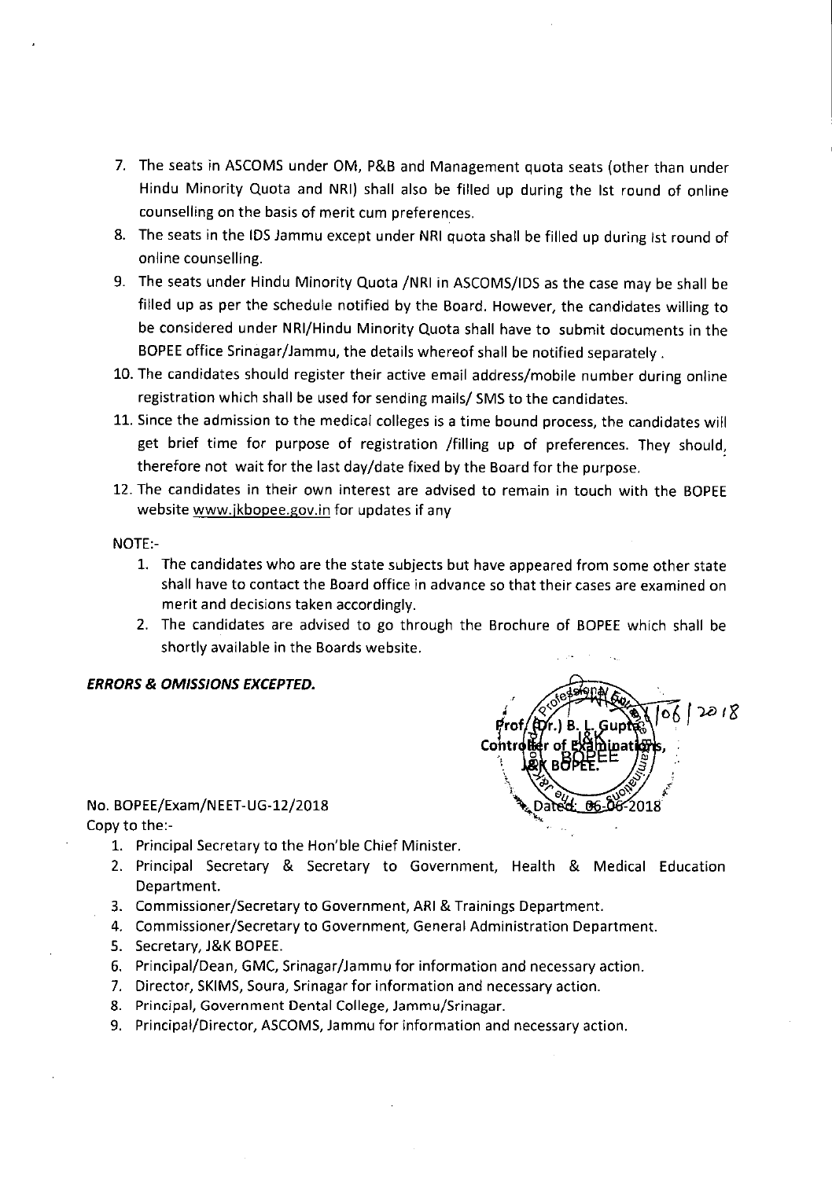7. The seats in ASCOMS under OM, P&B and Management quota seats (other than under Hindu Minority Quota and NRI) shall also be filled up during the Ist round of online counselling on the basis of merit cum preferences.
8. The seats in the IDS Jammu except under NRI quota shall be filled up during Ist round of online counselling.
9. The seats under Hindu Minority Quota /NRI in ASCOMS/IDS as the case may be shall be filled up as per the schedule notified by the Board. However, the candidates willing to be considered under NRI/Hindu Minority Quota shall have to submit documents in the BOPEE office Srinagar/Jammu, the details whereof shall be notified separately .
10. The candidates should register their active email address/mobile number during online registration which shall be used for sending mails/ SMS to the candidates.
11. Since the admission to the medical colleges is a time bound process, the candidates will get brief time for purpose of registration /filling up of preferences. They should, therefore not wait for the last day/date fixed by the Board for the purpose.
12. The candidates in their own interest are advised to remain in touch with the BOPEE website www.jkbopee.gov.in for updates if any

NOTE:-

1. The candidates who are the state subjects but have appeared from some other state shall have to contact the Board office in advance so that their cases are examined on merit and decisions taken accordingly.
2. The candidates are advised to go through the Brochure of BOPEE which shall be shortly available in the Boards website.

***ERRORS & OMISSIONS EXCEPTED.***

06/2018

Prof.(Dr.) B. L. Gupta
Controller of Examinations,
J&K BOPEE.
Dated: 06-06-2018

No. BOPEE/Exam/NEET-UG-12/2018

Copy to the:-

1. Principal Secretary to the Hon'ble Chief Minister.
2. Principal Secretary & Secretary to Government, Health & Medical Education Department.
3. Commissioner/Secretary to Government, ARI & Trainings Department.
4. Commissioner/Secretary to Government, General Administration Department.
5. Secretary, J&K BOPEE.
6. Principal/Dean, GMC, Srinagar/Jammu for information and necessary action.
7. Director, SKIMS, Soura, Srinagar for information and necessary action.
8. Principal, Government Dental College, Jammu/Srinagar.
9. Principal/Director, ASCOMS, Jammu for information and necessary action.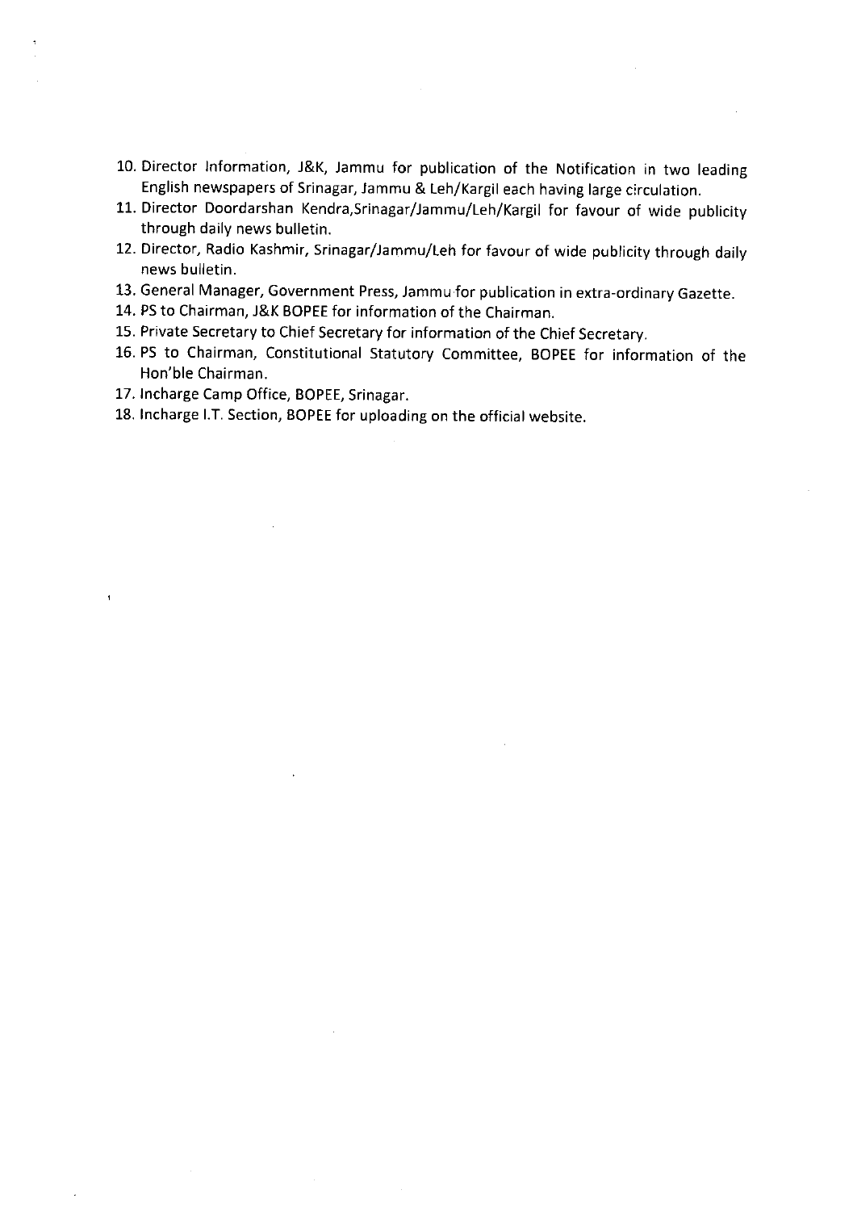10. Director Information, J&K, Jammu for publication of the Notification in two leading English newspapers of Srinagar, Jammu & Leh/Kargil each having large circulation.
11. Director Doordarshan Kendra,Srinagar/Jammu/Leh/Kargil for favour of wide publicity through daily news bulletin.
12. Director, Radio Kashmir, Srinagar/Jammu/Leh for favour of wide publicity through daily news bulletin.
13. General Manager, Government Press, Jammu for publication in extra-ordinary Gazette.
14. PS to Chairman, J&K BOPEE for information of the Chairman.
15. Private Secretary to Chief Secretary for information of the Chief Secretary.
16. PS to Chairman, Constitutional Statutory Committee, BOPEE for information of the Hon'ble Chairman.
17. Incharge Camp Office, BOPEE, Srinagar.
18. Incharge I.T. Section, BOPEE for uploading on the official website.